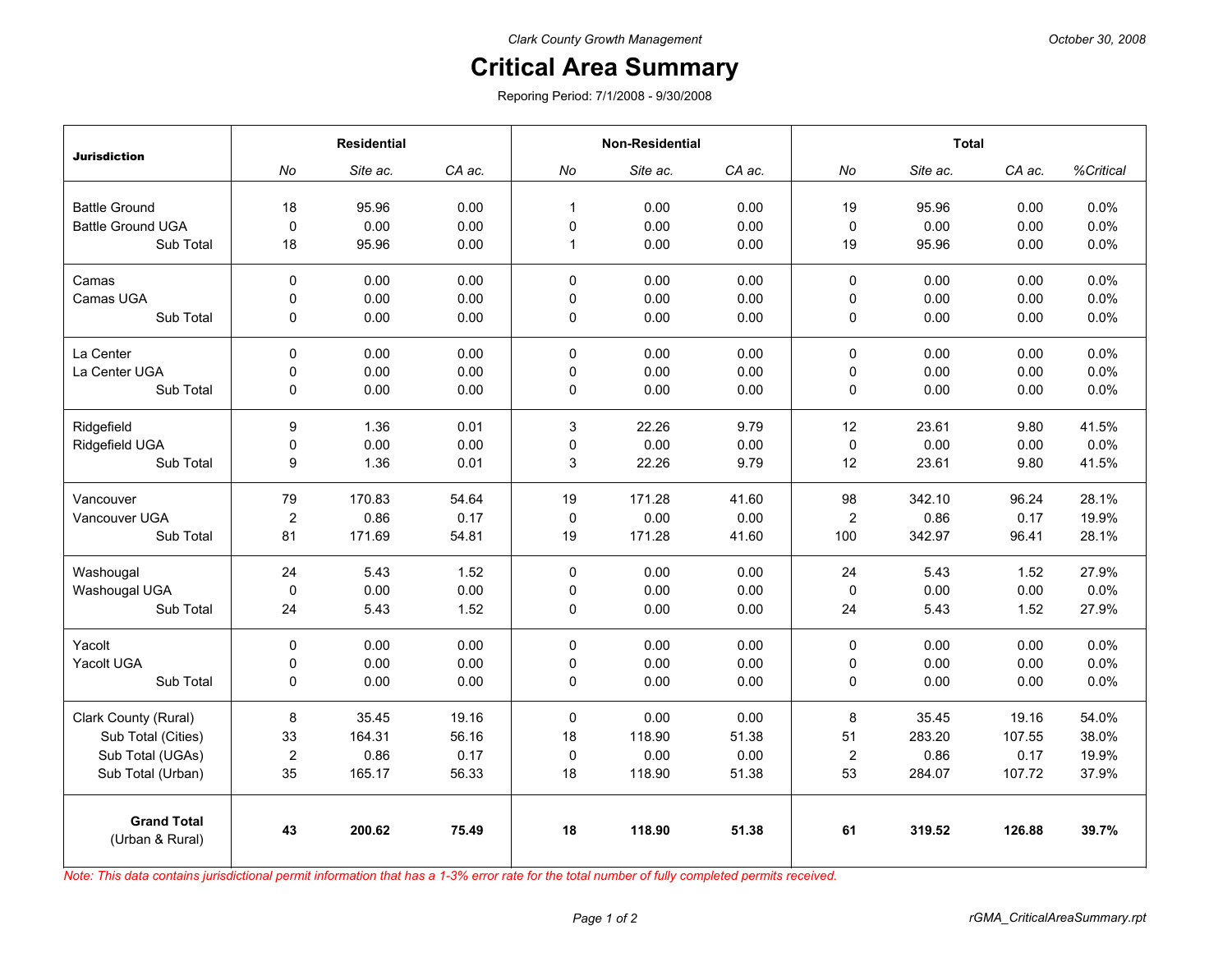Clark County Growth Management

October 30, 2008

# Critical Area Summary

Reporing Period: 7/1/2008 - 9/30/2008

| Jurisdiction | Residential | | | Non-Residential | | | Total | | | |
|---|---|---|---|---|---|---|---|---|---|---|
| | *No* | *Site ac.* | *CA ac.* | *No* | *Site ac.* | *CA ac.* | *No* | *Site ac.* | *CA ac.* | *%Critical* |
| Battle Ground | 18 | 95.96 | 0.00 | 1 | 0.00 | 0.00 | 19 | 95.96 | 0.00 | 0.0% |
| Battle Ground UGA | 0 | 0.00 | 0.00 | 0 | 0.00 | 0.00 | 0 | 0.00 | 0.00 | 0.0% |
| Sub Total | 18 | 95.96 | 0.00 | 1 | 0.00 | 0.00 | 19 | 95.96 | 0.00 | 0.0% |
| Camas | 0 | 0.00 | 0.00 | 0 | 0.00 | 0.00 | 0 | 0.00 | 0.00 | 0.0% |
| Camas UGA | 0 | 0.00 | 0.00 | 0 | 0.00 | 0.00 | 0 | 0.00 | 0.00 | 0.0% |
| Sub Total | 0 | 0.00 | 0.00 | 0 | 0.00 | 0.00 | 0 | 0.00 | 0.00 | 0.0% |
| La Center | 0 | 0.00 | 0.00 | 0 | 0.00 | 0.00 | 0 | 0.00 | 0.00 | 0.0% |
| La Center UGA | 0 | 0.00 | 0.00 | 0 | 0.00 | 0.00 | 0 | 0.00 | 0.00 | 0.0% |
| Sub Total | 0 | 0.00 | 0.00 | 0 | 0.00 | 0.00 | 0 | 0.00 | 0.00 | 0.0% |
| Ridgefield | 9 | 1.36 | 0.01 | 3 | 22.26 | 9.79 | 12 | 23.61 | 9.80 | 41.5% |
| Ridgefield UGA | 0 | 0.00 | 0.00 | 0 | 0.00 | 0.00 | 0 | 0.00 | 0.00 | 0.0% |
| Sub Total | 9 | 1.36 | 0.01 | 3 | 22.26 | 9.79 | 12 | 23.61 | 9.80 | 41.5% |
| Vancouver | 79 | 170.83 | 54.64 | 19 | 171.28 | 41.60 | 98 | 342.10 | 96.24 | 28.1% |
| Vancouver UGA | 2 | 0.86 | 0.17 | 0 | 0.00 | 0.00 | 2 | 0.86 | 0.17 | 19.9% |
| Sub Total | 81 | 171.69 | 54.81 | 19 | 171.28 | 41.60 | 100 | 342.97 | 96.41 | 28.1% |
| Washougal | 24 | 5.43 | 1.52 | 0 | 0.00 | 0.00 | 24 | 5.43 | 1.52 | 27.9% |
| Washougal UGA | 0 | 0.00 | 0.00 | 0 | 0.00 | 0.00 | 0 | 0.00 | 0.00 | 0.0% |
| Sub Total | 24 | 5.43 | 1.52 | 0 | 0.00 | 0.00 | 24 | 5.43 | 1.52 | 27.9% |
| Yacolt | 0 | 0.00 | 0.00 | 0 | 0.00 | 0.00 | 0 | 0.00 | 0.00 | 0.0% |
| Yacolt UGA | 0 | 0.00 | 0.00 | 0 | 0.00 | 0.00 | 0 | 0.00 | 0.00 | 0.0% |
| Sub Total | 0 | 0.00 | 0.00 | 0 | 0.00 | 0.00 | 0 | 0.00 | 0.00 | 0.0% |
| Clark County (Rural) | 8 | 35.45 | 19.16 | 0 | 0.00 | 0.00 | 8 | 35.45 | 19.16 | 54.0% |
| Sub Total (Cities) | 33 | 164.31 | 56.16 | 18 | 118.90 | 51.38 | 51 | 283.20 | 107.55 | 38.0% |
| Sub Total (UGAs) | 2 | 0.86 | 0.17 | 0 | 0.00 | 0.00 | 2 | 0.86 | 0.17 | 19.9% |
| Sub Total (Urban) | 35 | 165.17 | 56.33 | 18 | 118.90 | 51.38 | 53 | 284.07 | 107.72 | 37.9% |
| **Grand Total** (Urban & Rural) | **43** | **200.62** | **75.49** | **18** | **118.90** | **51.38** | **61** | **319.52** | **126.88** | **39.7%** |

*Note: This data contains jurisdictional permit information that has a 1-3% error rate for the total number of fully completed permits received.*

rGMA_CriticalAreaSummary.rpt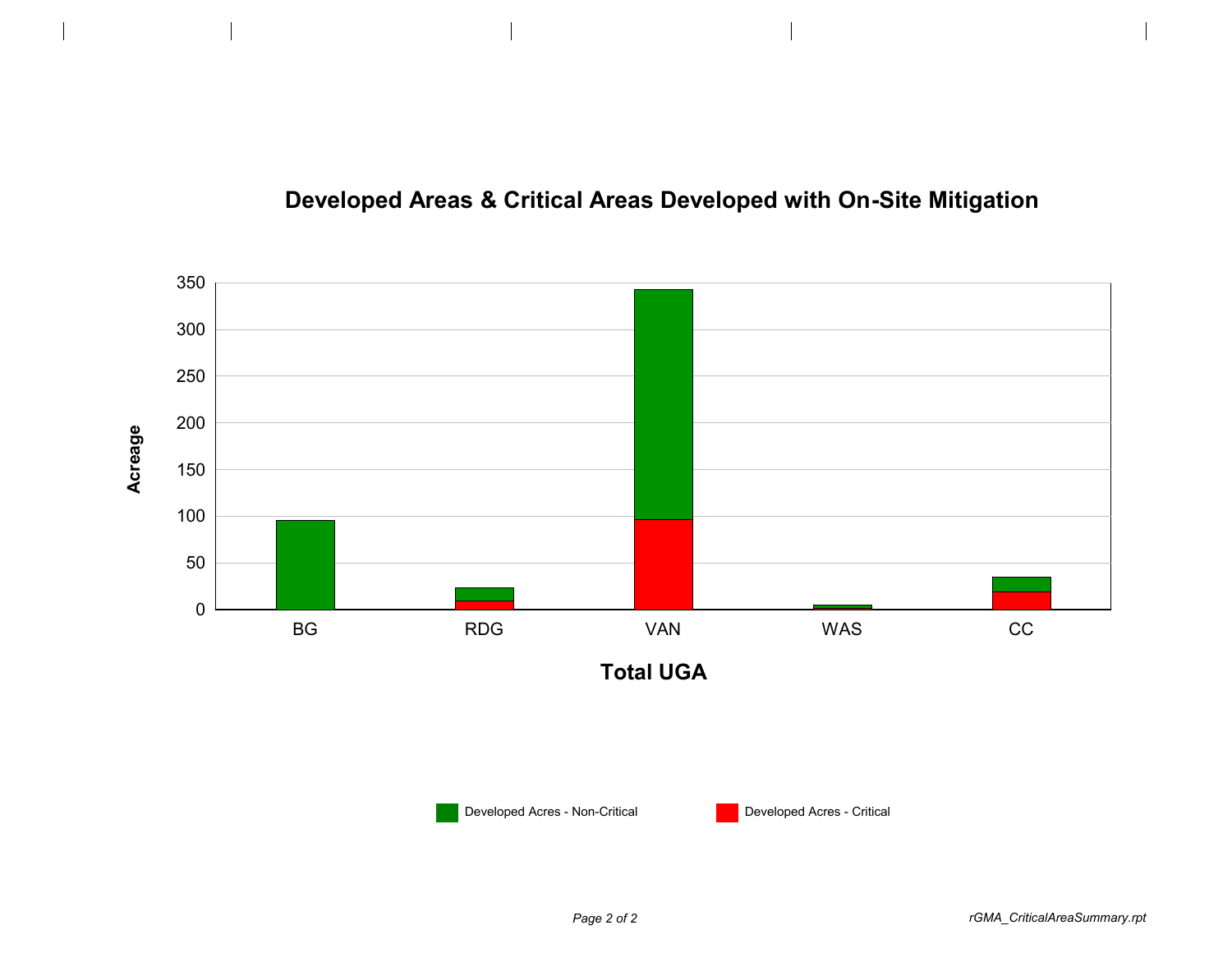## Developed Areas & Critical Areas Developed with On-Site Mitigation

Acreage

350
300
250
200
150
100
50
0

BG
RDG
VAN
WAS
CC

**Total UGA**

Developed Acres - Non-Critical
Developed Acres - Critical